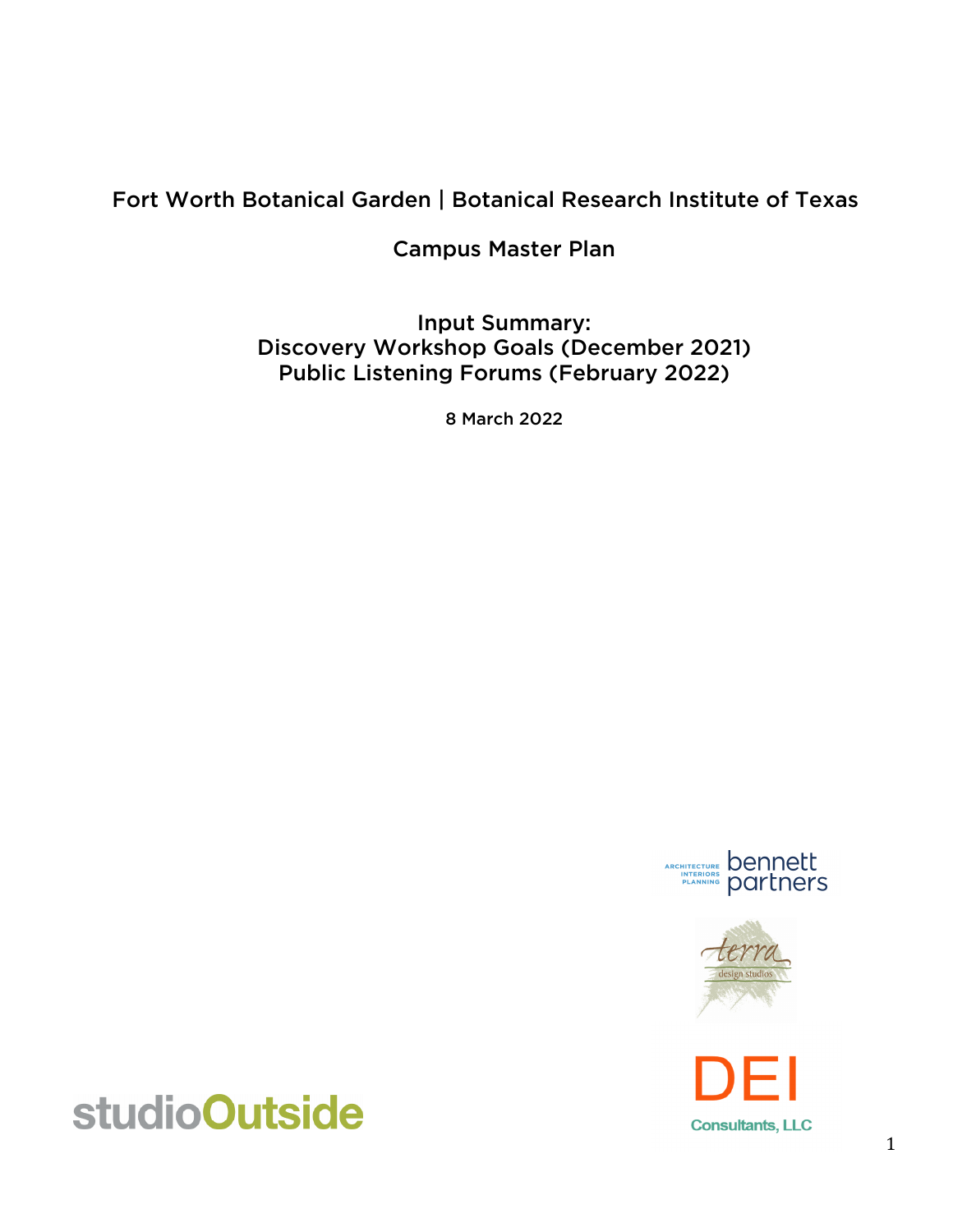# Fort Worth Botanical Garden | Botanical Research Institute of Texas

## Campus Master Plan

### Input Summary:
### Discovery Workshop Goals (December 2021)
### Public Listening Forums (February 2022)

8 March 2022

ARCHITECTURE INTERIORS PLANNING bennett partners

terra design studios

DEI Consultants, LLC

studioOutside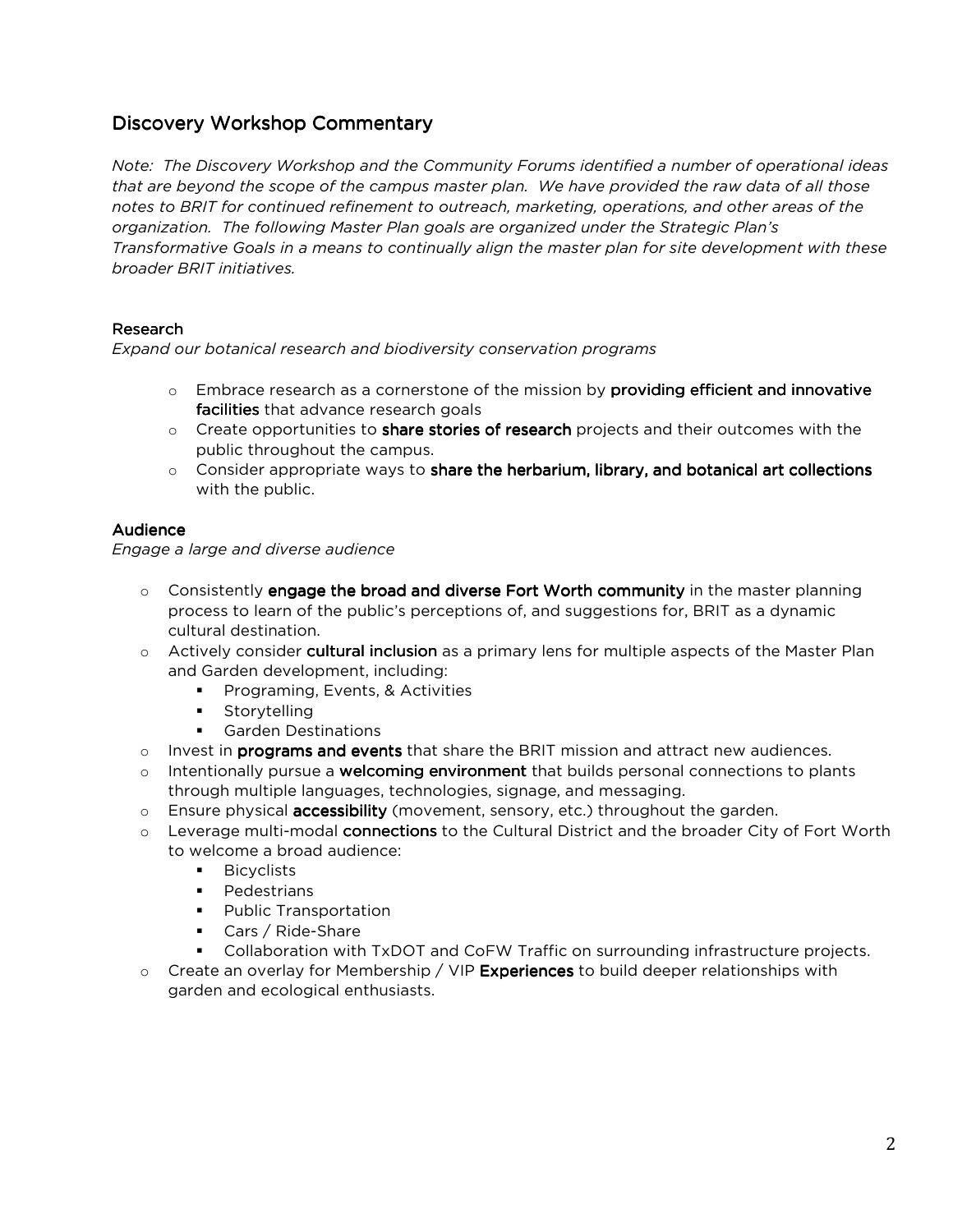## Discovery Workshop Commentary

*Note: The Discovery Workshop and the Community Forums identified a number of operational ideas that are beyond the scope of the campus master plan. We have provided the raw data of all those notes to BRIT for continued refinement to outreach, marketing, operations, and other areas of the organization. The following Master Plan goals are organized under the Strategic Plan's Transformative Goals in a means to continually align the master plan for site development with these broader BRIT initiatives.*

### Research

*Expand our botanical research and biodiversity conservation programs*

- Embrace research as a cornerstone of the mission by **providing efficient and innovative facilities** that advance research goals
- Create opportunities to **share stories of research** projects and their outcomes with the public throughout the campus.
- Consider appropriate ways to **share the herbarium, library, and botanical art collections** with the public.

### Audience

*Engage a large and diverse audience*

- Consistently **engage the broad and diverse Fort Worth community** in the master planning process to learn of the public's perceptions of, and suggestions for, BRIT as a dynamic cultural destination.
- Actively consider **cultural inclusion** as a primary lens for multiple aspects of the Master Plan and Garden development, including:
  - Programing, Events, & Activities
  - Storytelling
  - Garden Destinations
- Invest in **programs and events** that share the BRIT mission and attract new audiences.
- Intentionally pursue a **welcoming environment** that builds personal connections to plants through multiple languages, technologies, signage, and messaging.
- Ensure physical **accessibility** (movement, sensory, etc.) throughout the garden.
- Leverage multi-modal **connections** to the Cultural District and the broader City of Fort Worth to welcome a broad audience:
  - Bicyclists
  - Pedestrians
  - Public Transportation
  - Cars / Ride-Share
  - Collaboration with TxDOT and CoFW Traffic on surrounding infrastructure projects.
- Create an overlay for Membership / VIP **Experiences** to build deeper relationships with garden and ecological enthusiasts.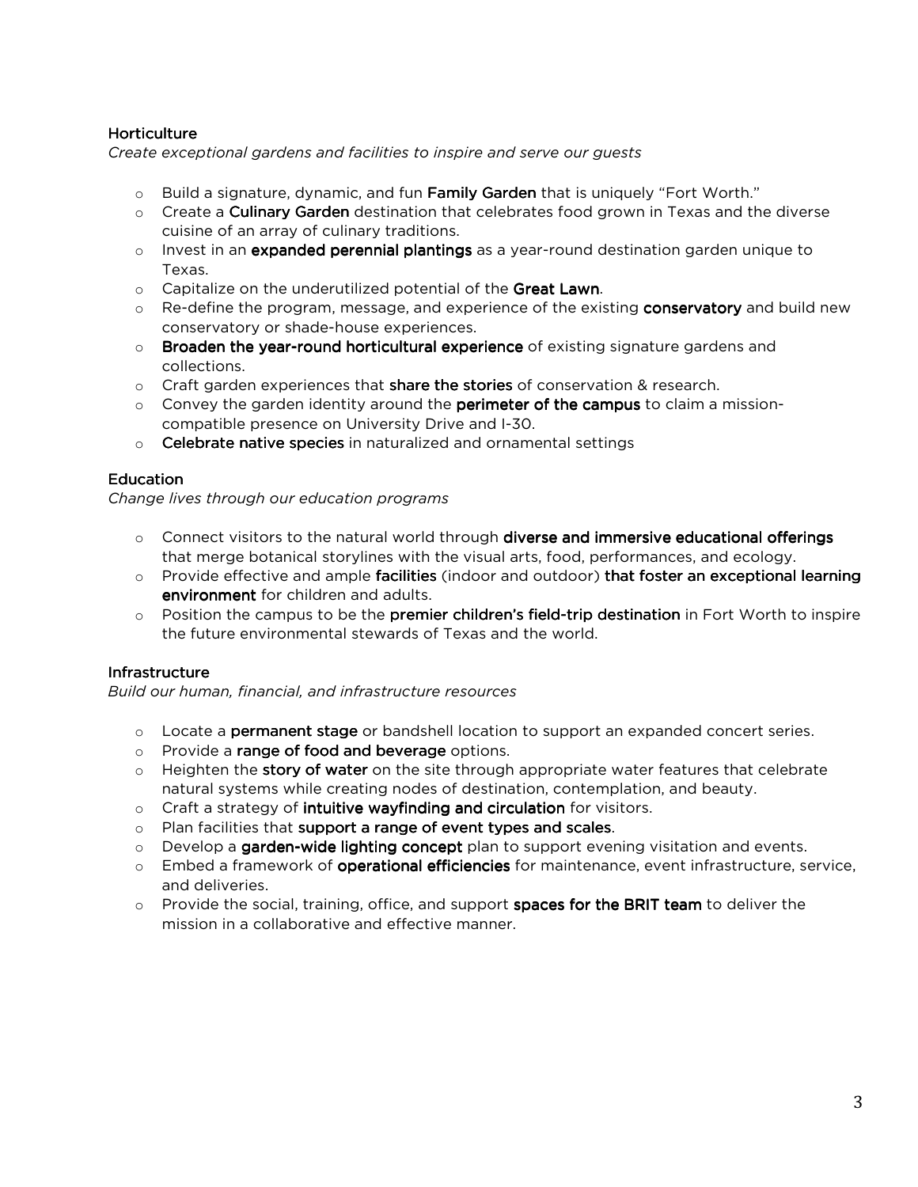### Horticulture

*Create exceptional gardens and facilities to inspire and serve our guests*

- Build a signature, dynamic, and fun **Family Garden** that is uniquely "Fort Worth."
- Create a **Culinary Garden** destination that celebrates food grown in Texas and the diverse cuisine of an array of culinary traditions.
- Invest in an **expanded perennial plantings** as a year-round destination garden unique to Texas.
- Capitalize on the underutilized potential of the **Great Lawn**.
- Re-define the program, message, and experience of the existing **conservatory** and build new conservatory or shade-house experiences.
- **Broaden the year-round horticultural experience** of existing signature gardens and collections.
- Craft garden experiences that **share the stories** of conservation & research.
- Convey the garden identity around the **perimeter of the campus** to claim a mission-compatible presence on University Drive and I-30.
- **Celebrate native species** in naturalized and ornamental settings

### Education

*Change lives through our education programs*

- Connect visitors to the natural world through **diverse and immersive educational offerings** that merge botanical storylines with the visual arts, food, performances, and ecology.
- Provide effective and ample **facilities** (indoor and outdoor) **that foster an exceptional learning environment** for children and adults.
- Position the campus to be the **premier children's field-trip destination** in Fort Worth to inspire the future environmental stewards of Texas and the world.

### Infrastructure

*Build our human, financial, and infrastructure resources*

- Locate a **permanent stage** or bandshell location to support an expanded concert series.
- Provide a **range of food and beverage** options.
- Heighten the **story of water** on the site through appropriate water features that celebrate natural systems while creating nodes of destination, contemplation, and beauty.
- Craft a strategy of **intuitive wayfinding and circulation** for visitors.
- Plan facilities that **support a range of event types and scales**.
- Develop a **garden-wide lighting concept** plan to support evening visitation and events.
- Embed a framework of **operational efficiencies** for maintenance, event infrastructure, service, and deliveries.
- Provide the social, training, office, and support **spaces for the BRIT team** to deliver the mission in a collaborative and effective manner.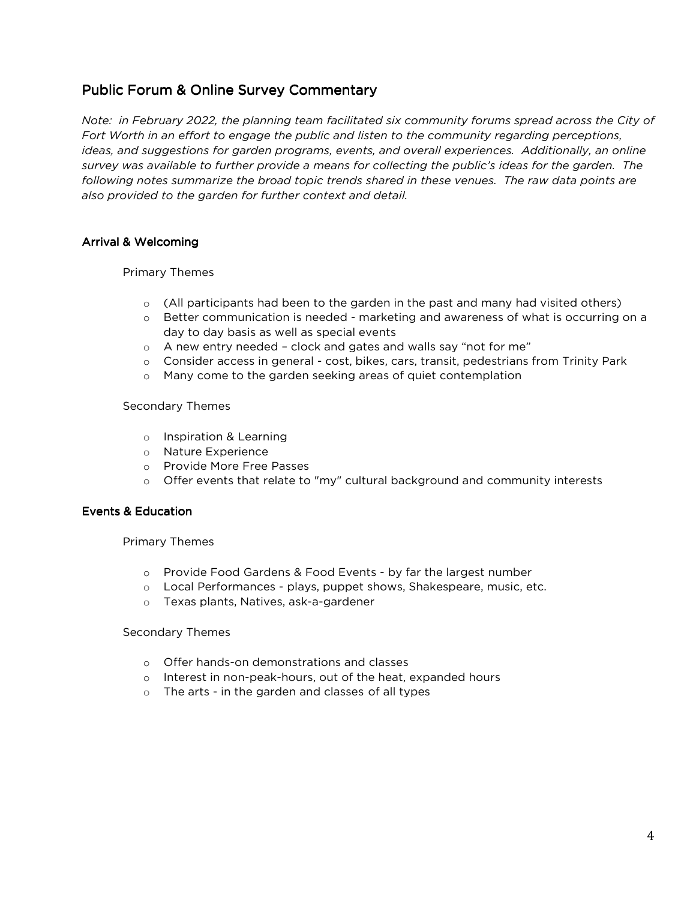## Public Forum & Online Survey Commentary

*Note: in February 2022, the planning team facilitated six community forums spread across the City of Fort Worth in an effort to engage the public and listen to the community regarding perceptions, ideas, and suggestions for garden programs, events, and overall experiences. Additionally, an online survey was available to further provide a means for collecting the public's ideas for the garden. The following notes summarize the broad topic trends shared in these venues. The raw data points are also provided to the garden for further context and detail.*

### Arrival & Welcoming

Primary Themes

- (All participants had been to the garden in the past and many had visited others)
- Better communication is needed - marketing and awareness of what is occurring on a day to day basis as well as special events
- A new entry needed – clock and gates and walls say "not for me"
- Consider access in general - cost, bikes, cars, transit, pedestrians from Trinity Park
- Many come to the garden seeking areas of quiet contemplation

Secondary Themes

- Inspiration & Learning
- Nature Experience
- Provide More Free Passes
- Offer events that relate to "my" cultural background and community interests

### Events & Education

Primary Themes

- Provide Food Gardens & Food Events - by far the largest number
- Local Performances - plays, puppet shows, Shakespeare, music, etc.
- Texas plants, Natives, ask-a-gardener

Secondary Themes

- Offer hands-on demonstrations and classes
- Interest in non-peak-hours, out of the heat, expanded hours
- The arts - in the garden and classes of all types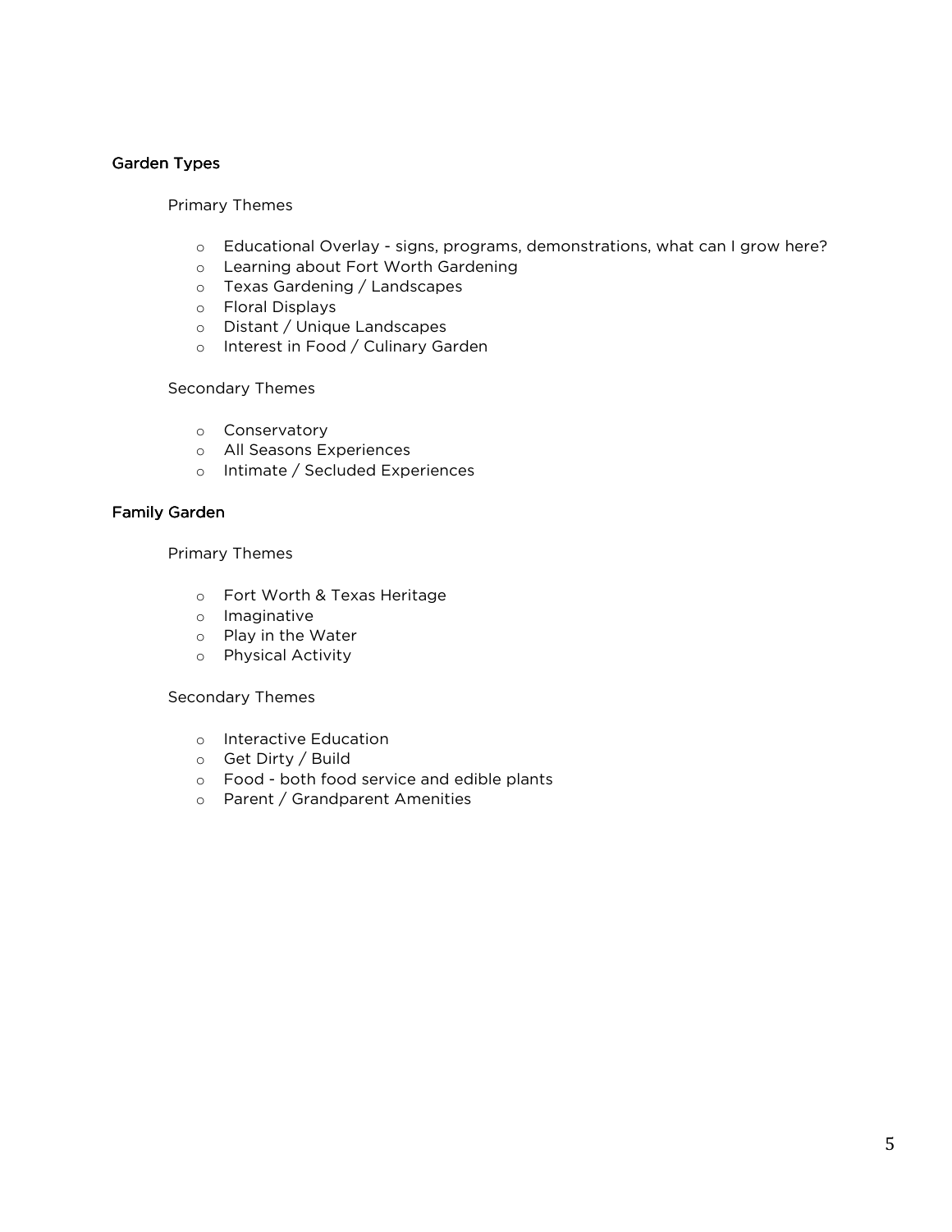## Garden Types

Primary Themes

- Educational Overlay - signs, programs, demonstrations, what can I grow here?
- Learning about Fort Worth Gardening
- Texas Gardening / Landscapes
- Floral Displays
- Distant / Unique Landscapes
- Interest in Food / Culinary Garden

Secondary Themes

- Conservatory
- All Seasons Experiences
- Intimate / Secluded Experiences

## Family Garden

Primary Themes

- Fort Worth & Texas Heritage
- Imaginative
- Play in the Water
- Physical Activity

Secondary Themes

- Interactive Education
- Get Dirty / Build
- Food - both food service and edible plants
- Parent / Grandparent Amenities